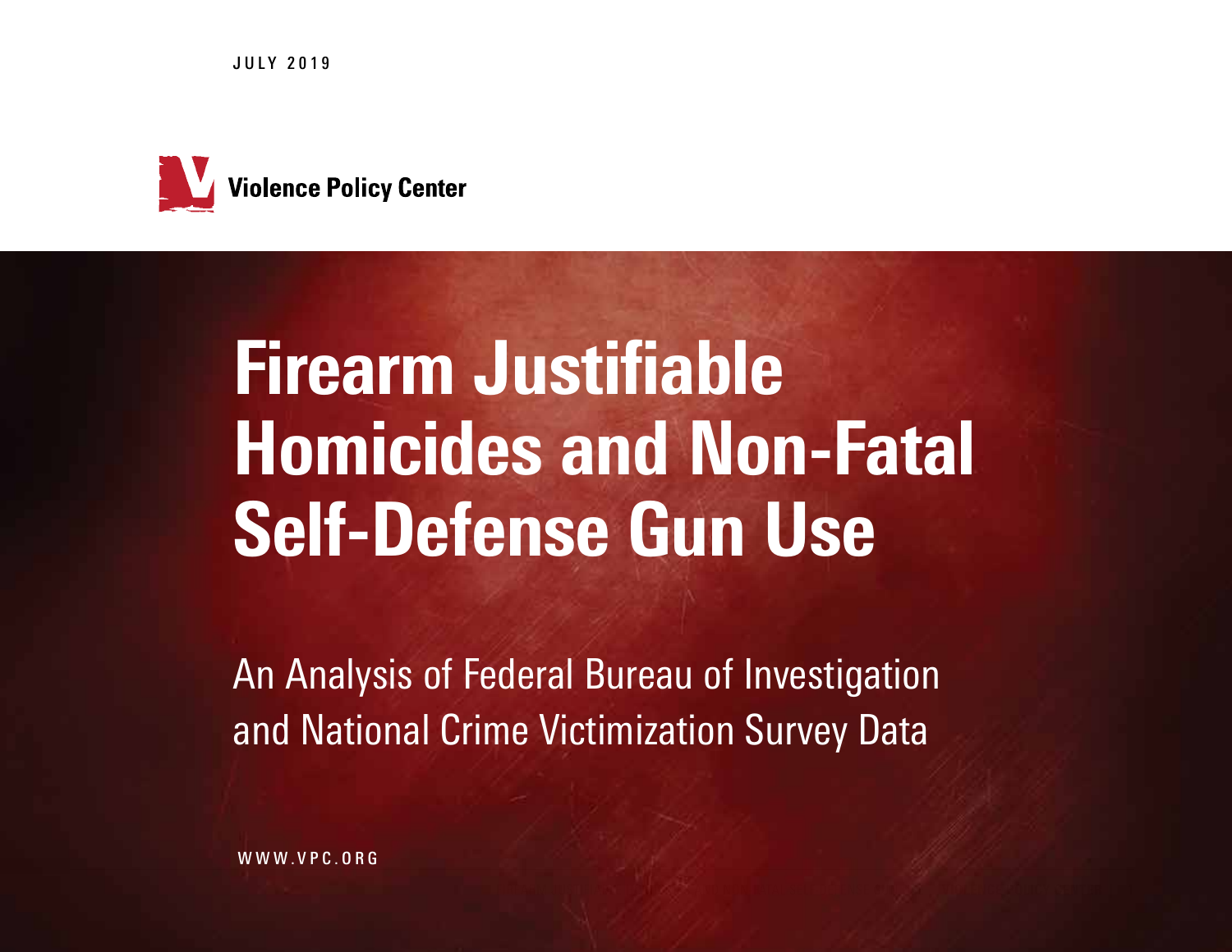JULY 2019

Violence Policy Center

# Firearm Justifiable Homicides and Non-Fatal Self-Defense Gun Use

## An Analysis of Federal Bureau of Investigation and National Crime Victimization Survey Data

WWW.VPC.ORG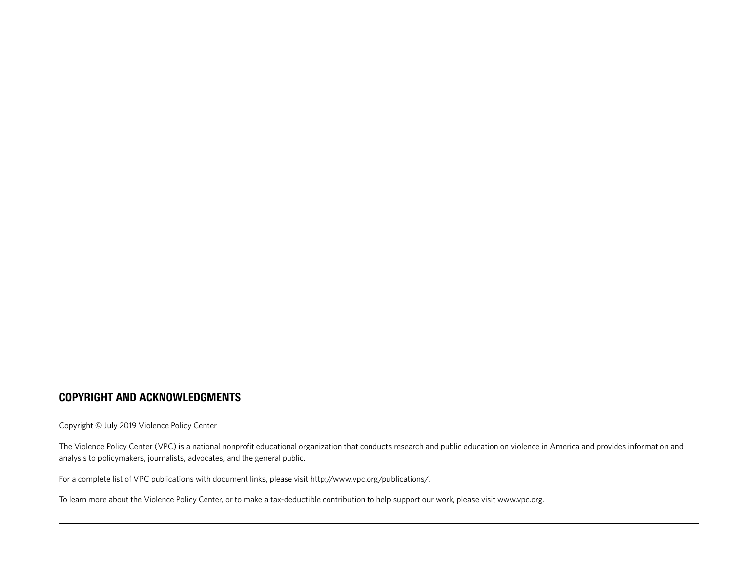## COPYRIGHT AND ACKNOWLEDGMENTS

Copyright © July 2019 Violence Policy Center

The Violence Policy Center (VPC) is a national nonprofit educational organization that conducts research and public education on violence in America and provides information and analysis to policymakers, journalists, advocates, and the general public.

For a complete list of VPC publications with document links, please visit http://www.vpc.org/publications/.

To learn more about the Violence Policy Center, or to make a tax-deductible contribution to help support our work, please visit www.vpc.org.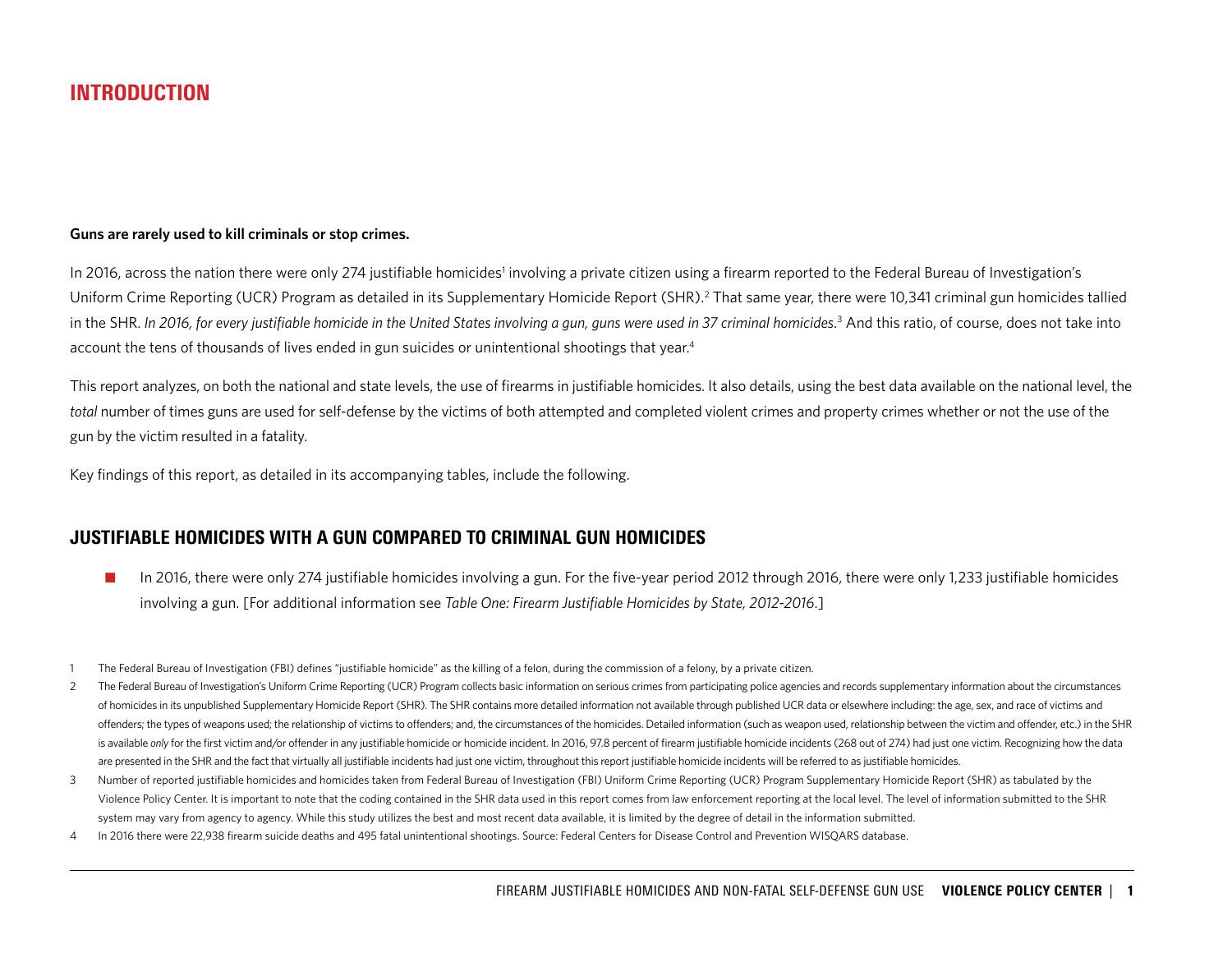# INTRODUCTION

**Guns are rarely used to kill criminals or stop crimes.**

In 2016, across the nation there were only 274 justifiable homicides[1] involving a private citizen using a firearm reported to the Federal Bureau of Investigation's Uniform Crime Reporting (UCR) Program as detailed in its Supplementary Homicide Report (SHR).[2] That same year, there were 10,341 criminal gun homicides tallied in the SHR. *In 2016, for every justifiable homicide in the United States involving a gun, guns were used in 37 criminal homicides.*[3] And this ratio, of course, does not take into account the tens of thousands of lives ended in gun suicides or unintentional shootings that year.[4]

This report analyzes, on both the national and state levels, the use of firearms in justifiable homicides. It also details, using the best data available on the national level, the *total* number of times guns are used for self-defense by the victims of both attempted and completed violent crimes and property crimes whether or not the use of the gun by the victim resulted in a fatality.

Key findings of this report, as detailed in its accompanying tables, include the following.

## JUSTIFIABLE HOMICIDES WITH A GUN COMPARED TO CRIMINAL GUN HOMICIDES

- In 2016, there were only 274 justifiable homicides involving a gun. For the five-year period 2012 through 2016, there were only 1,233 justifiable homicides involving a gun. [For additional information see *Table One: Firearm Justifiable Homicides by State, 2012-2016*.]

1 The Federal Bureau of Investigation (FBI) defines "justifiable homicide" as the killing of a felon, during the commission of a felony, by a private citizen.

2 The Federal Bureau of Investigation's Uniform Crime Reporting (UCR) Program collects basic information on serious crimes from participating police agencies and records supplementary information about the circumstances of homicides in its unpublished Supplementary Homicide Report (SHR). The SHR contains more detailed information not available through published UCR data or elsewhere including: the age, sex, and race of victims and offenders; the types of weapons used; the relationship of victims to offenders; and, the circumstances of the homicides. Detailed information (such as weapon used, relationship between the victim and offender, etc.) in the SHR is available *only* for the first victim and/or offender in any justifiable homicide or homicide incident. In 2016, 97.8 percent of firearm justifiable homicide incidents (268 out of 274) had just one victim. Recognizing how the data are presented in the SHR and the fact that virtually all justifiable incidents had just one victim, throughout this report justifiable homicide incidents will be referred to as justifiable homicides.

3 Number of reported justifiable homicides and homicides taken from Federal Bureau of Investigation (FBI) Uniform Crime Reporting (UCR) Program Supplementary Homicide Report (SHR) as tabulated by the Violence Policy Center. It is important to note that the coding contained in the SHR data used in this report comes from law enforcement reporting at the local level. The level of information submitted to the SHR system may vary from agency to agency. While this study utilizes the best and most recent data available, it is limited by the degree of detail in the information submitted.

4 In 2016 there were 22,938 firearm suicide deaths and 495 fatal unintentional shootings. Source: Federal Centers for Disease Control and Prevention WISQARS database.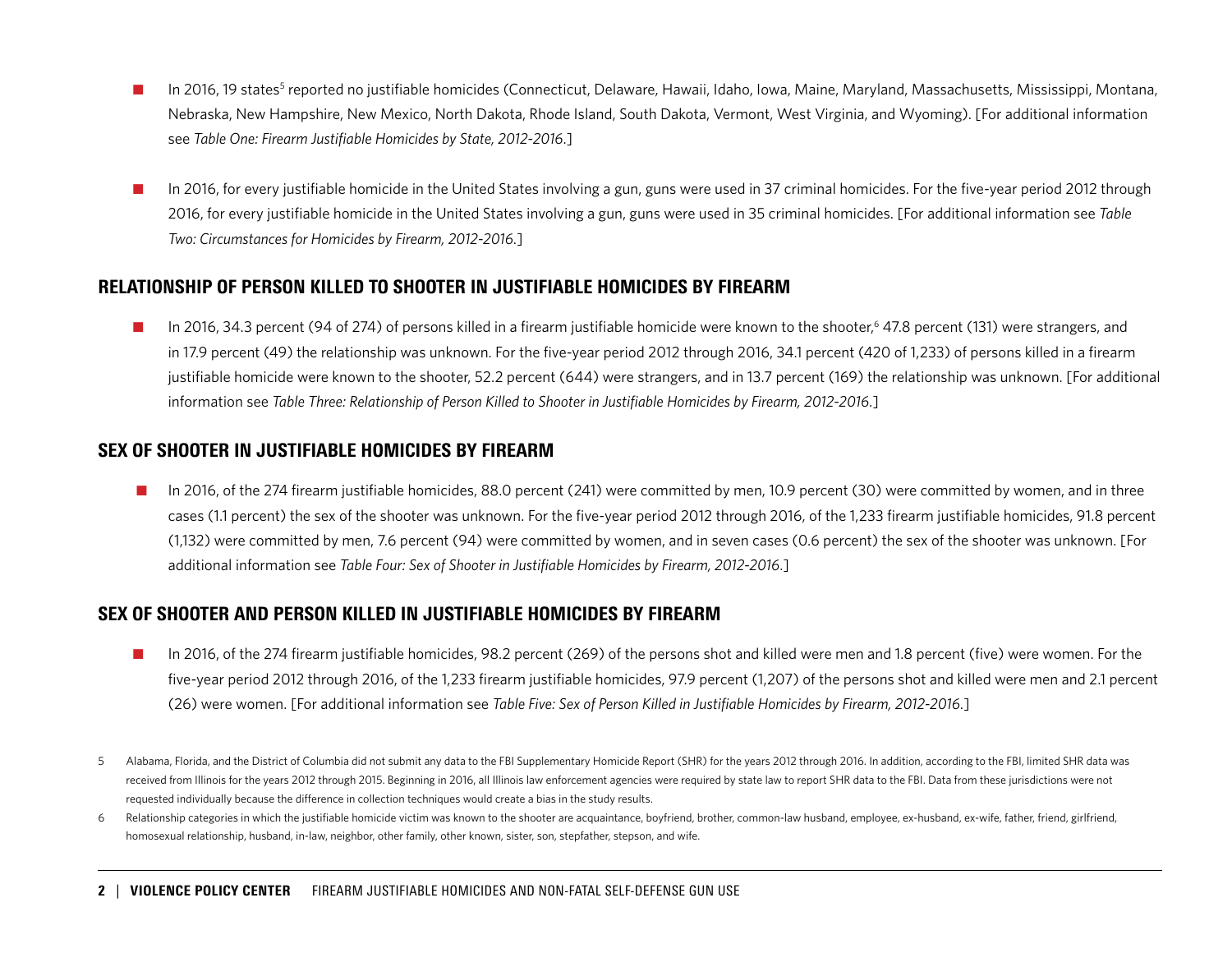- In 2016, 19 states[5] reported no justifiable homicides (Connecticut, Delaware, Hawaii, Idaho, Iowa, Maine, Maryland, Massachusetts, Mississippi, Montana, Nebraska, New Hampshire, New Mexico, North Dakota, Rhode Island, South Dakota, Vermont, West Virginia, and Wyoming). [For additional information see *Table One: Firearm Justifiable Homicides by State, 2012-2016*.]

- In 2016, for every justifiable homicide in the United States involving a gun, guns were used in 37 criminal homicides. For the five-year period 2012 through 2016, for every justifiable homicide in the United States involving a gun, guns were used in 35 criminal homicides. [For additional information see *Table Two: Circumstances for Homicides by Firearm, 2012-2016*.]

## RELATIONSHIP OF PERSON KILLED TO SHOOTER IN JUSTIFIABLE HOMICIDES BY FIREARM

- In 2016, 34.3 percent (94 of 274) of persons killed in a firearm justifiable homicide were known to the shooter,[6] 47.8 percent (131) were strangers, and in 17.9 percent (49) the relationship was unknown. For the five-year period 2012 through 2016, 34.1 percent (420 of 1,233) of persons killed in a firearm justifiable homicide were known to the shooter, 52.2 percent (644) were strangers, and in 13.7 percent (169) the relationship was unknown. [For additional information see *Table Three: Relationship of Person Killed to Shooter in Justifiable Homicides by Firearm, 2012-2016*.]

## SEX OF SHOOTER IN JUSTIFIABLE HOMICIDES BY FIREARM

- In 2016, of the 274 firearm justifiable homicides, 88.0 percent (241) were committed by men, 10.9 percent (30) were committed by women, and in three cases (1.1 percent) the sex of the shooter was unknown. For the five-year period 2012 through 2016, of the 1,233 firearm justifiable homicides, 91.8 percent (1,132) were committed by men, 7.6 percent (94) were committed by women, and in seven cases (0.6 percent) the sex of the shooter was unknown. [For additional information see *Table Four: Sex of Shooter in Justifiable Homicides by Firearm, 2012-2016*.]

## SEX OF SHOOTER AND PERSON KILLED IN JUSTIFIABLE HOMICIDES BY FIREARM

- In 2016, of the 274 firearm justifiable homicides, 98.2 percent (269) of the persons shot and killed were men and 1.8 percent (five) were women. For the five-year period 2012 through 2016, of the 1,233 firearm justifiable homicides, 97.9 percent (1,207) of the persons shot and killed were men and 2.1 percent (26) were women. [For additional information see *Table Five: Sex of Person Killed in Justifiable Homicides by Firearm, 2012-2016*.]

---

5 Alabama, Florida, and the District of Columbia did not submit any data to the FBI Supplementary Homicide Report (SHR) for the years 2012 through 2016. In addition, according to the FBI, limited SHR data was received from Illinois for the years 2012 through 2015. Beginning in 2016, all Illinois law enforcement agencies were required by state law to report SHR data to the FBI. Data from these jurisdictions were not requested individually because the difference in collection techniques would create a bias in the study results.

6 Relationship categories in which the justifiable homicide victim was known to the shooter are acquaintance, boyfriend, brother, common-law husband, employee, ex-husband, ex-wife, father, friend, girlfriend, homosexual relationship, husband, in-law, neighbor, other family, other known, sister, son, stepfather, stepson, and wife.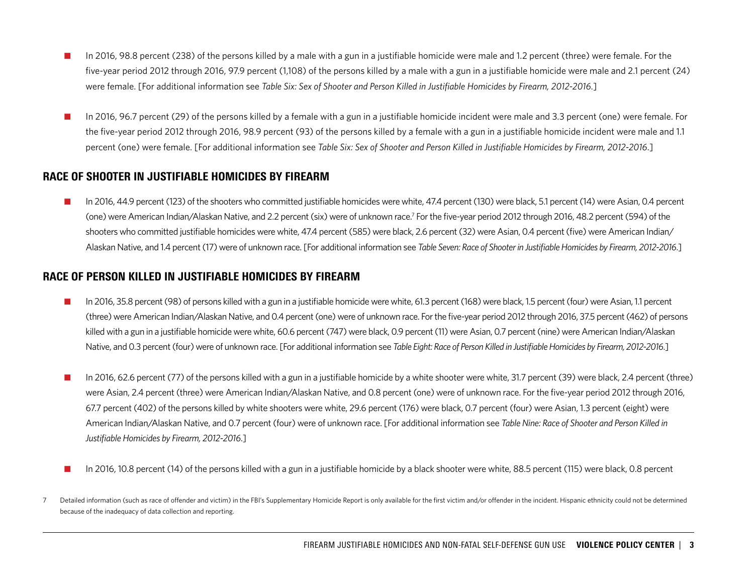- In 2016, 98.8 percent (238) of the persons killed by a male with a gun in a justifiable homicide were male and 1.2 percent (three) were female. For the five-year period 2012 through 2016, 97.9 percent (1,108) of the persons killed by a male with a gun in a justifiable homicide were male and 2.1 percent (24) were female. [For additional information see *Table Six: Sex of Shooter and Person Killed in Justifiable Homicides by Firearm, 2012-2016*.]

- In 2016, 96.7 percent (29) of the persons killed by a female with a gun in a justifiable homicide incident were male and 3.3 percent (one) were female. For the five-year period 2012 through 2016, 98.9 percent (93) of the persons killed by a female with a gun in a justifiable homicide incident were male and 1.1 percent (one) were female. [For additional information see *Table Six: Sex of Shooter and Person Killed in Justifiable Homicides by Firearm, 2012-2016*.]

## RACE OF SHOOTER IN JUSTIFIABLE HOMICIDES BY FIREARM

- In 2016, 44.9 percent (123) of the shooters who committed justifiable homicides were white, 47.4 percent (130) were black, 5.1 percent (14) were Asian, 0.4 percent (one) were American Indian/Alaskan Native, and 2.2 percent (six) were of unknown race.[7] For the five-year period 2012 through 2016, 48.2 percent (594) of the shooters who committed justifiable homicides were white, 47.4 percent (585) were black, 2.6 percent (32) were Asian, 0.4 percent (five) were American Indian/Alaskan Native, and 1.4 percent (17) were of unknown race. [For additional information see *Table Seven: Race of Shooter in Justifiable Homicides by Firearm, 2012-2016*.]

## RACE OF PERSON KILLED IN JUSTIFIABLE HOMICIDES BY FIREARM

- In 2016, 35.8 percent (98) of persons killed with a gun in a justifiable homicide were white, 61.3 percent (168) were black, 1.5 percent (four) were Asian, 1.1 percent (three) were American Indian/Alaskan Native, and 0.4 percent (one) were of unknown race. For the five-year period 2012 through 2016, 37.5 percent (462) of persons killed with a gun in a justifiable homicide were white, 60.6 percent (747) were black, 0.9 percent (11) were Asian, 0.7 percent (nine) were American Indian/Alaskan Native, and 0.3 percent (four) were of unknown race. [For additional information see *Table Eight: Race of Person Killed in Justifiable Homicides by Firearm, 2012-2016*.]

- In 2016, 62.6 percent (77) of the persons killed with a gun in a justifiable homicide by a white shooter were white, 31.7 percent (39) were black, 2.4 percent (three) were Asian, 2.4 percent (three) were American Indian/Alaskan Native, and 0.8 percent (one) were of unknown race. For the five-year period 2012 through 2016, 67.7 percent (402) of the persons killed by white shooters were white, 29.6 percent (176) were black, 0.7 percent (four) were Asian, 1.3 percent (eight) were American Indian/Alaskan Native, and 0.7 percent (four) were of unknown race. [For additional information see *Table Nine: Race of Shooter and Person Killed in Justifiable Homicides by Firearm, 2012-2016*.]

- In 2016, 10.8 percent (14) of the persons killed with a gun in a justifiable homicide by a black shooter were white, 88.5 percent (115) were black, 0.8 percent

7 Detailed information (such as race of offender and victim) in the FBI's Supplementary Homicide Report is only available for the first victim and/or offender in the incident. Hispanic ethnicity could not be determined because of the inadequacy of data collection and reporting.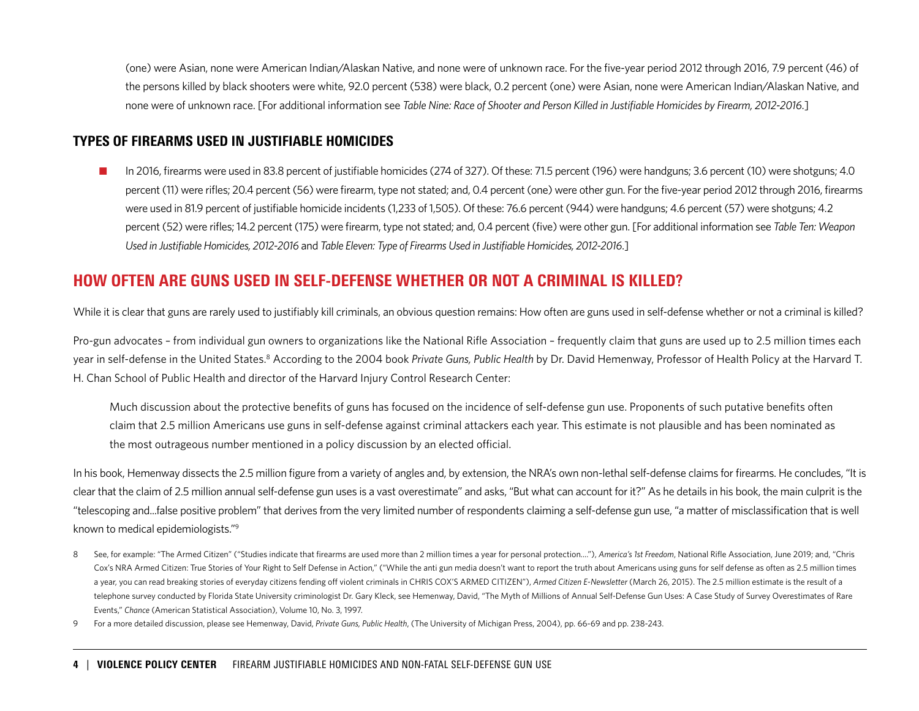(one) were Asian, none were American Indian/Alaskan Native, and none were of unknown race. For the five-year period 2012 through 2016, 7.9 percent (46) of the persons killed by black shooters were white, 92.0 percent (538) were black, 0.2 percent (one) were Asian, none were American Indian/Alaskan Native, and none were of unknown race. [For additional information see *Table Nine: Race of Shooter and Person Killed in Justifiable Homicides by Firearm, 2012-2016*.]

### TYPES OF FIREARMS USED IN JUSTIFIABLE HOMICIDES

- In 2016, firearms were used in 83.8 percent of justifiable homicides (274 of 327). Of these: 71.5 percent (196) were handguns; 3.6 percent (10) were shotguns; 4.0 percent (11) were rifles; 20.4 percent (56) were firearm, type not stated; and, 0.4 percent (one) were other gun. For the five-year period 2012 through 2016, firearms were used in 81.9 percent of justifiable homicide incidents (1,233 of 1,505). Of these: 76.6 percent (944) were handguns; 4.6 percent (57) were shotguns; 4.2 percent (52) were rifles; 14.2 percent (175) were firearm, type not stated; and, 0.4 percent (five) were other gun. [For additional information see *Table Ten: Weapon Used in Justifiable Homicides, 2012-2016* and *Table Eleven: Type of Firearms Used in Justifiable Homicides, 2012-2016*.]

## HOW OFTEN ARE GUNS USED IN SELF-DEFENSE WHETHER OR NOT A CRIMINAL IS KILLED?

While it is clear that guns are rarely used to justifiably kill criminals, an obvious question remains: How often are guns used in self-defense whether or not a criminal is killed?

Pro-gun advocates – from individual gun owners to organizations like the National Rifle Association – frequently claim that guns are used up to 2.5 million times each year in self-defense in the United States.[8] According to the 2004 book *Private Guns, Public Health* by Dr. David Hemenway, Professor of Health Policy at the Harvard T. H. Chan School of Public Health and director of the Harvard Injury Control Research Center:

> Much discussion about the protective benefits of guns has focused on the incidence of self-defense gun use. Proponents of such putative benefits often claim that 2.5 million Americans use guns in self-defense against criminal attackers each year. This estimate is not plausible and has been nominated as the most outrageous number mentioned in a policy discussion by an elected official.

In his book, Hemenway dissects the 2.5 million figure from a variety of angles and, by extension, the NRA's own non-lethal self-defense claims for firearms. He concludes, "It is clear that the claim of 2.5 million annual self-defense gun uses is a vast overestimate" and asks, "But what can account for it?" As he details in his book, the main culprit is the "telescoping and...false positive problem" that derives from the very limited number of respondents claiming a self-defense gun use, "a matter of misclassification that is well known to medical epidemiologists."[9]

8 See, for example: "The Armed Citizen" ("Studies indicate that firearms are used more than 2 million times a year for personal protection...."), *America's 1st Freedom*, National Rifle Association, June 2019; and, "Chris Cox's NRA Armed Citizen: True Stories of Your Right to Self Defense in Action," ("While the anti gun media doesn't want to report the truth about Americans using guns for self defense as often as 2.5 million times a year, you can read breaking stories of everyday citizens fending off violent criminals in CHRIS COX'S ARMED CITIZEN"), *Armed Citizen E-Newsletter* (March 26, 2015). The 2.5 million estimate is the result of a telephone survey conducted by Florida State University criminologist Dr. Gary Kleck, see Hemenway, David, "The Myth of Millions of Annual Self-Defense Gun Uses: A Case Study of Survey Overestimates of Rare Events," *Chance* (American Statistical Association), Volume 10, No. 3, 1997.

9 For a more detailed discussion, please see Hemenway, David, *Private Guns, Public Health*, (The University of Michigan Press, 2004), pp. 66-69 and pp. 238-243.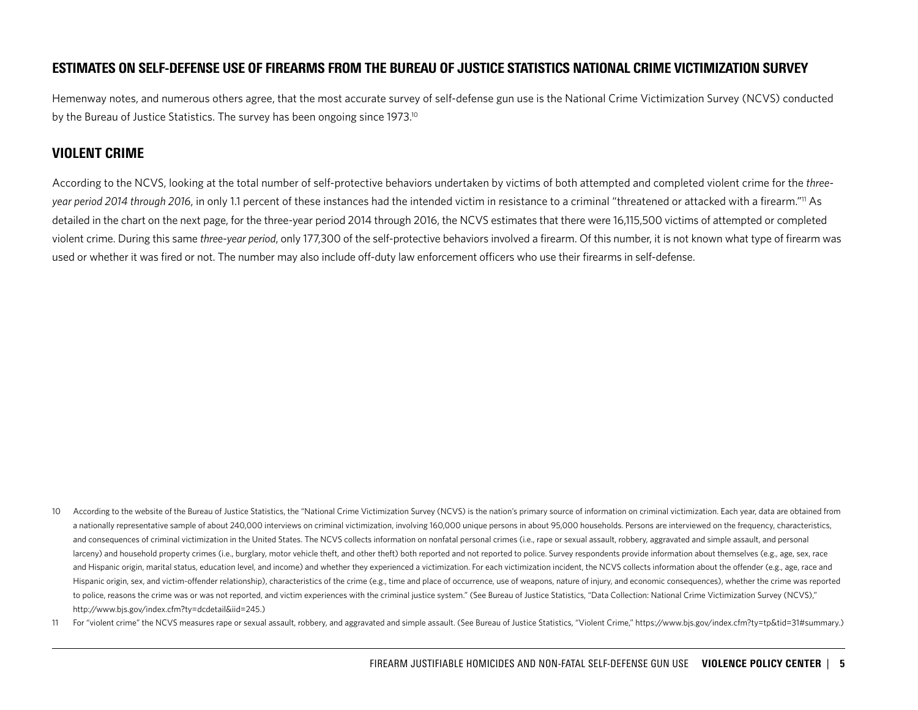## ESTIMATES ON SELF-DEFENSE USE OF FIREARMS FROM THE BUREAU OF JUSTICE STATISTICS NATIONAL CRIME VICTIMIZATION SURVEY

Hemenway notes, and numerous others agree, that the most accurate survey of self-defense gun use is the National Crime Victimization Survey (NCVS) conducted by the Bureau of Justice Statistics. The survey has been ongoing since 1973.[10]

## VIOLENT CRIME

According to the NCVS, looking at the total number of self-protective behaviors undertaken by victims of both attempted and completed violent crime for the *three-year period 2014 through 2016*, in only 1.1 percent of these instances had the intended victim in resistance to a criminal "threatened or attacked with a firearm."[11] As detailed in the chart on the next page, for the three-year period 2014 through 2016, the NCVS estimates that there were 16,115,500 victims of attempted or completed violent crime. During this same *three-year period*, only 177,300 of the self-protective behaviors involved a firearm. Of this number, it is not known what type of firearm was used or whether it was fired or not. The number may also include off-duty law enforcement officers who use their firearms in self-defense.

10 According to the website of the Bureau of Justice Statistics, the "National Crime Victimization Survey (NCVS) is the nation's primary source of information on criminal victimization. Each year, data are obtained from a nationally representative sample of about 240,000 interviews on criminal victimization, involving 160,000 unique persons in about 95,000 households. Persons are interviewed on the frequency, characteristics, and consequences of criminal victimization in the United States. The NCVS collects information on nonfatal personal crimes (i.e., rape or sexual assault, robbery, aggravated and simple assault, and personal larceny) and household property crimes (i.e., burglary, motor vehicle theft, and other theft) both reported and not reported to police. Survey respondents provide information about themselves (e.g., age, sex, race and Hispanic origin, marital status, education level, and income) and whether they experienced a victimization. For each victimization incident, the NCVS collects information about the offender (e.g., age, race and Hispanic origin, sex, and victim-offender relationship), characteristics of the crime (e.g., time and place of occurrence, use of weapons, nature of injury, and economic consequences), whether the crime was reported to police, reasons the crime was or was not reported, and victim experiences with the criminal justice system." (See Bureau of Justice Statistics, "Data Collection: National Crime Victimization Survey (NCVS)," http://www.bjs.gov/index.cfm?ty=dcdetail&iid=245.)

11 For "violent crime" the NCVS measures rape or sexual assault, robbery, and aggravated and simple assault. (See Bureau of Justice Statistics, "Violent Crime," https://www.bjs.gov/index.cfm?ty=tp&tid=31#summary.)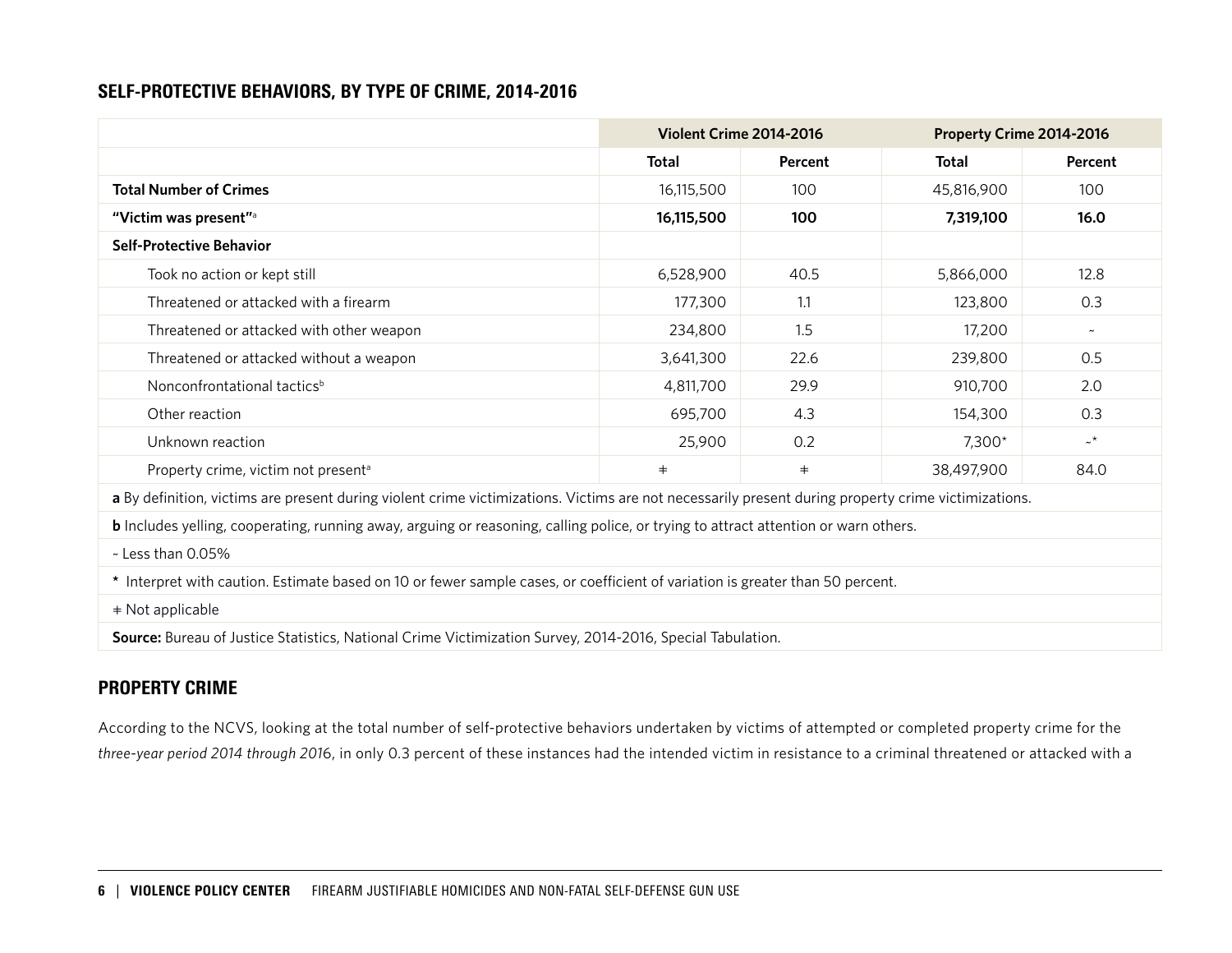## SELF-PROTECTIVE BEHAVIORS, BY TYPE OF CRIME, 2014-2016

| | Violent Crime 2014-2016 | | Property Crime 2014-2016 | |
|---|---|---|---|---|
| | **Total** | **Percent** | **Total** | **Percent** |
| **Total Number of Crimes** | 16,115,500 | 100 | 45,816,900 | 100 |
| **"Victim was present"**[a] | **16,115,500** | **100** | **7,319,100** | **16.0** |
| **Self-Protective Behavior** | | | | |
| Took no action or kept still | 6,528,900 | 40.5 | 5,866,000 | 12.8 |
| Threatened or attacked with a firearm | 177,300 | 1.1 | 123,800 | 0.3 |
| Threatened or attacked with other weapon | 234,800 | 1.5 | 17,200 | ~ |
| Threatened or attacked without a weapon | 3,641,300 | 22.6 | 239,800 | 0.5 |
| Nonconfrontational tactics[b] | 4,811,700 | 29.9 | 910,700 | 2.0 |
| Other reaction | 695,700 | 4.3 | 154,300 | 0.3 |
| Unknown reaction | 25,900 | 0.2 | 7,300* | ~* |
| Property crime, victim not present[a] | ⧧ | ⧧ | 38,497,900 | 84.0 |

**a** By definition, victims are present during violent crime victimizations. Victims are not necessarily present during property crime victimizations.

**b** Includes yelling, cooperating, running away, arguing or reasoning, calling police, or trying to attract attention or warn others.

~ Less than 0.05%

\* Interpret with caution. Estimate based on 10 or fewer sample cases, or coefficient of variation is greater than 50 percent.

⧧ Not applicable

**Source:** Bureau of Justice Statistics, National Crime Victimization Survey, 2014-2016, Special Tabulation.

## PROPERTY CRIME

According to the NCVS, looking at the total number of self-protective behaviors undertaken by victims of attempted or completed property crime for the *three-year period 2014 through 2016*, in only 0.3 percent of these instances had the intended victim in resistance to a criminal threatened or attacked with a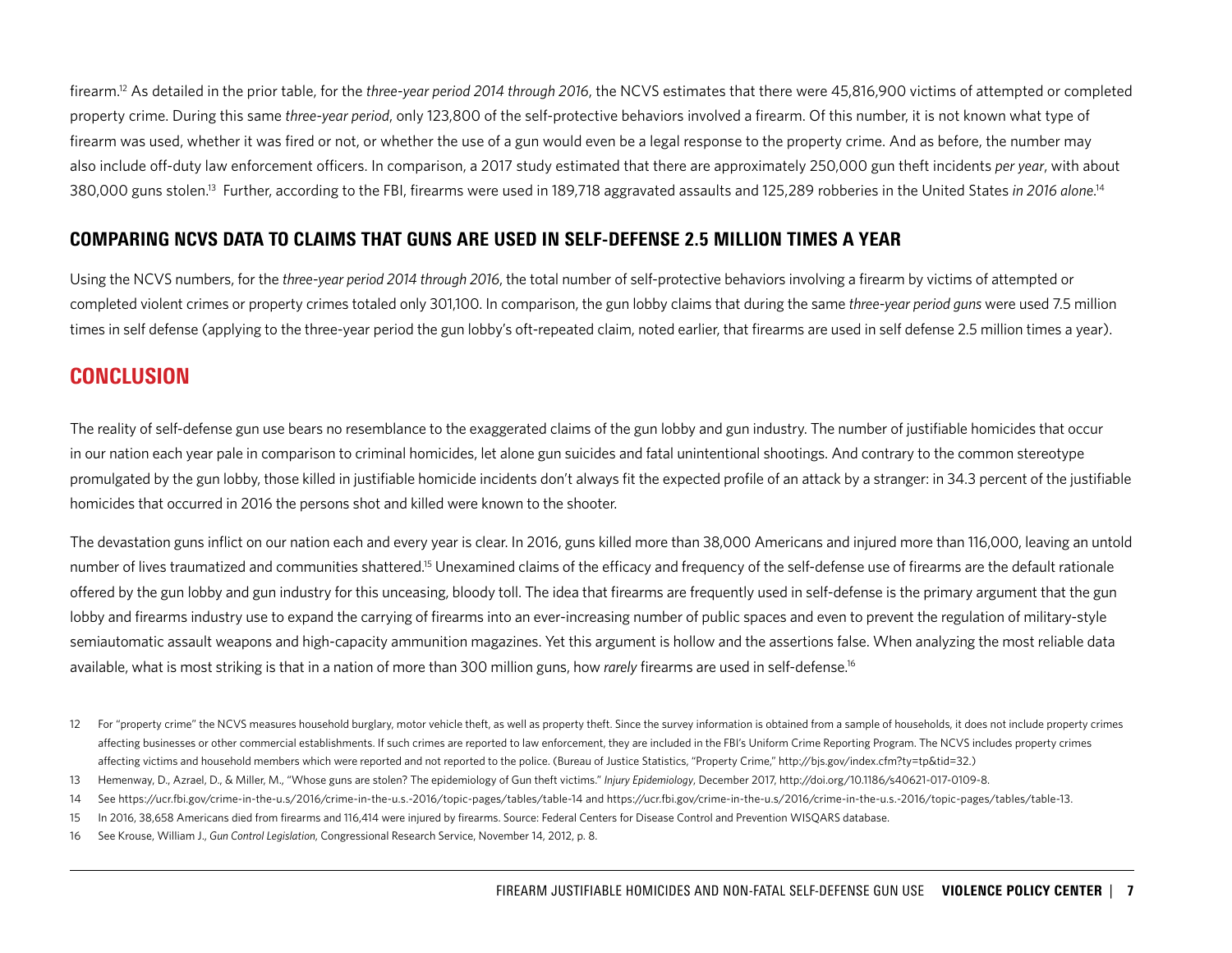firearm.[12] As detailed in the prior table, for the *three-year period 2014 through 2016*, the NCVS estimates that there were 45,816,900 victims of attempted or completed property crime. During this same *three-year period*, only 123,800 of the self-protective behaviors involved a firearm. Of this number, it is not known what type of firearm was used, whether it was fired or not, or whether the use of a gun would even be a legal response to the property crime. And as before, the number may also include off-duty law enforcement officers. In comparison, a 2017 study estimated that there are approximately 250,000 gun theft incidents *per year*, with about 380,000 guns stolen.[13] Further, according to the FBI, firearms were used in 189,718 aggravated assaults and 125,289 robberies in the United States *in 2016 alone*.[14]

## COMPARING NCVS DATA TO CLAIMS THAT GUNS ARE USED IN SELF-DEFENSE 2.5 MILLION TIMES A YEAR

Using the NCVS numbers, for the *three-year period 2014 through 2016*, the total number of self-protective behaviors involving a firearm by victims of attempted or completed violent crimes or property crimes totaled only 301,100. In comparison, the gun lobby claims that during the same *three-year period guns* were used 7.5 million times in self defense (applying to the three-year period the gun lobby's oft-repeated claim, noted earlier, that firearms are used in self defense 2.5 million times a year).

# CONCLUSION

The reality of self-defense gun use bears no resemblance to the exaggerated claims of the gun lobby and gun industry. The number of justifiable homicides that occur in our nation each year pale in comparison to criminal homicides, let alone gun suicides and fatal unintentional shootings. And contrary to the common stereotype promulgated by the gun lobby, those killed in justifiable homicide incidents don't always fit the expected profile of an attack by a stranger: in 34.3 percent of the justifiable homicides that occurred in 2016 the persons shot and killed were known to the shooter.

The devastation guns inflict on our nation each and every year is clear. In 2016, guns killed more than 38,000 Americans and injured more than 116,000, leaving an untold number of lives traumatized and communities shattered.[15] Unexamined claims of the efficacy and frequency of the self-defense use of firearms are the default rationale offered by the gun lobby and gun industry for this unceasing, bloody toll. The idea that firearms are frequently used in self-defense is the primary argument that the gun lobby and firearms industry use to expand the carrying of firearms into an ever-increasing number of public spaces and even to prevent the regulation of military-style semiautomatic assault weapons and high-capacity ammunition magazines. Yet this argument is hollow and the assertions false. When analyzing the most reliable data available, what is most striking is that in a nation of more than 300 million guns, how *rarely* firearms are used in self-defense.[16]

12 For "property crime" the NCVS measures household burglary, motor vehicle theft, as well as property theft. Since the survey information is obtained from a sample of households, it does not include property crimes affecting businesses or other commercial establishments. If such crimes are reported to law enforcement, they are included in the FBI's Uniform Crime Reporting Program. The NCVS includes property crimes affecting victims and household members which were reported and not reported to the police. (Bureau of Justice Statistics, "Property Crime," http://bjs.gov/index.cfm?ty=tp&tid=32.)

13 Hemenway, D., Azrael, D., & Miller, M., "Whose guns are stolen? The epidemiology of Gun theft victims." *Injury Epidemiology*, December 2017, http://doi.org/10.1186/s40621-017-0109-8.

14 See https://ucr.fbi.gov/crime-in-the-u.s/2016/crime-in-the-u.s.-2016/topic-pages/tables/table-14 and https://ucr.fbi.gov/crime-in-the-u.s/2016/crime-in-the-u.s.-2016/topic-pages/tables/table-13.

15 In 2016, 38,658 Americans died from firearms and 116,414 were injured by firearms. Source: Federal Centers for Disease Control and Prevention WISQARS database.

16 See Krouse, William J., *Gun Control Legislation*, Congressional Research Service, November 14, 2012, p. 8.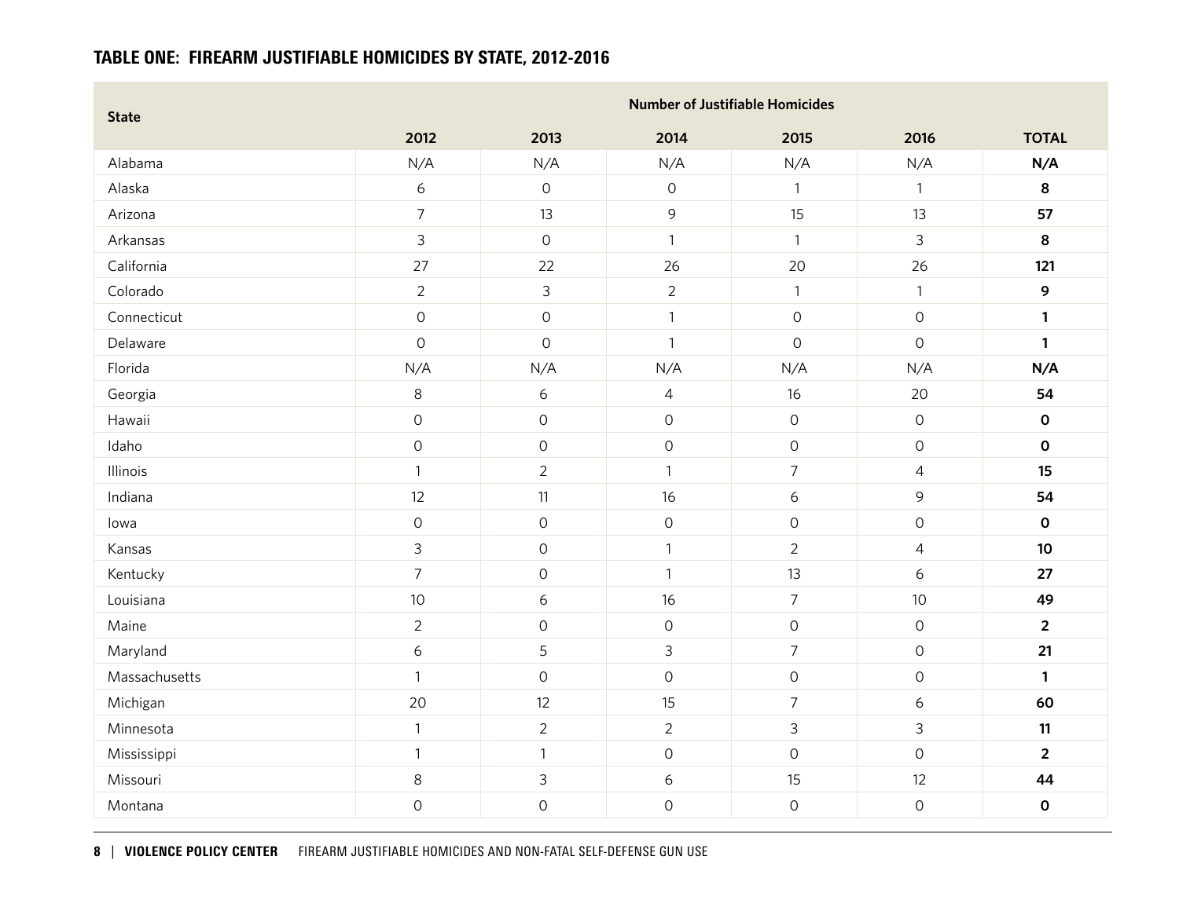## TABLE ONE: FIREARM JUSTIFIABLE HOMICIDES BY STATE, 2012-2016

| State | Number of Justifiable Homicides | | | | | |
|---|---|---|---|---|---|---|
| | 2012 | 2013 | 2014 | 2015 | 2016 | TOTAL |
| Alabama | N/A | N/A | N/A | N/A | N/A | **N/A** |
| Alaska | 6 | 0 | 0 | 1 | 1 | **8** |
| Arizona | 7 | 13 | 9 | 15 | 13 | **57** |
| Arkansas | 3 | 0 | 1 | 1 | 3 | **8** |
| California | 27 | 22 | 26 | 20 | 26 | **121** |
| Colorado | 2 | 3 | 2 | 1 | 1 | **9** |
| Connecticut | 0 | 0 | 1 | 0 | 0 | **1** |
| Delaware | 0 | 0 | 1 | 0 | 0 | **1** |
| Florida | N/A | N/A | N/A | N/A | N/A | **N/A** |
| Georgia | 8 | 6 | 4 | 16 | 20 | **54** |
| Hawaii | 0 | 0 | 0 | 0 | 0 | **0** |
| Idaho | 0 | 0 | 0 | 0 | 0 | **0** |
| Illinois | 1 | 2 | 1 | 7 | 4 | **15** |
| Indiana | 12 | 11 | 16 | 6 | 9 | **54** |
| Iowa | 0 | 0 | 0 | 0 | 0 | **0** |
| Kansas | 3 | 0 | 1 | 2 | 4 | **10** |
| Kentucky | 7 | 0 | 1 | 13 | 6 | **27** |
| Louisiana | 10 | 6 | 16 | 7 | 10 | **49** |
| Maine | 2 | 0 | 0 | 0 | 0 | **2** |
| Maryland | 6 | 5 | 3 | 7 | 0 | **21** |
| Massachusetts | 1 | 0 | 0 | 0 | 0 | **1** |
| Michigan | 20 | 12 | 15 | 7 | 6 | **60** |
| Minnesota | 1 | 2 | 2 | 3 | 3 | **11** |
| Mississippi | 1 | 1 | 0 | 0 | 0 | **2** |
| Missouri | 8 | 3 | 6 | 15 | 12 | **44** |
| Montana | 0 | 0 | 0 | 0 | 0 | **0** |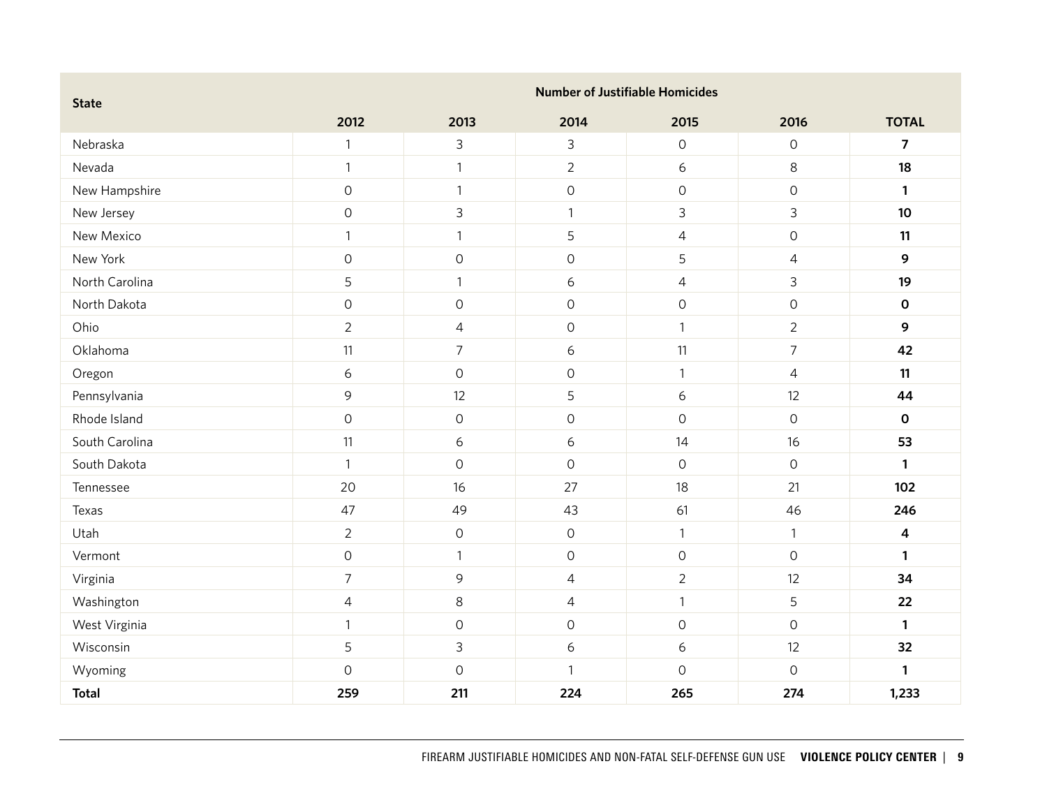| State | Number of Justifiable Homicides | | | | | |
|---|---|---|---|---|---|---|
| | 2012 | 2013 | 2014 | 2015 | 2016 | TOTAL |
| Nebraska | 1 | 3 | 3 | 0 | 0 | **7** |
| Nevada | 1 | 1 | 2 | 6 | 8 | **18** |
| New Hampshire | 0 | 1 | 0 | 0 | 0 | **1** |
| New Jersey | 0 | 3 | 1 | 3 | 3 | **10** |
| New Mexico | 1 | 1 | 5 | 4 | 0 | **11** |
| New York | 0 | 0 | 0 | 5 | 4 | **9** |
| North Carolina | 5 | 1 | 6 | 4 | 3 | **19** |
| North Dakota | 0 | 0 | 0 | 0 | 0 | **0** |
| Ohio | 2 | 4 | 0 | 1 | 2 | **9** |
| Oklahoma | 11 | 7 | 6 | 11 | 7 | **42** |
| Oregon | 6 | 0 | 0 | 1 | 4 | **11** |
| Pennsylvania | 9 | 12 | 5 | 6 | 12 | **44** |
| Rhode Island | 0 | 0 | 0 | 0 | 0 | **0** |
| South Carolina | 11 | 6 | 6 | 14 | 16 | **53** |
| South Dakota | 1 | 0 | 0 | 0 | 0 | **1** |
| Tennessee | 20 | 16 | 27 | 18 | 21 | **102** |
| Texas | 47 | 49 | 43 | 61 | 46 | **246** |
| Utah | 2 | 0 | 0 | 1 | 1 | **4** |
| Vermont | 0 | 1 | 0 | 0 | 0 | **1** |
| Virginia | 7 | 9 | 4 | 2 | 12 | **34** |
| Washington | 4 | 8 | 4 | 1 | 5 | **22** |
| West Virginia | 1 | 0 | 0 | 0 | 0 | **1** |
| Wisconsin | 5 | 3 | 6 | 6 | 12 | **32** |
| Wyoming | 0 | 0 | 1 | 0 | 0 | **1** |
| **Total** | **259** | **211** | **224** | **265** | **274** | **1,233** |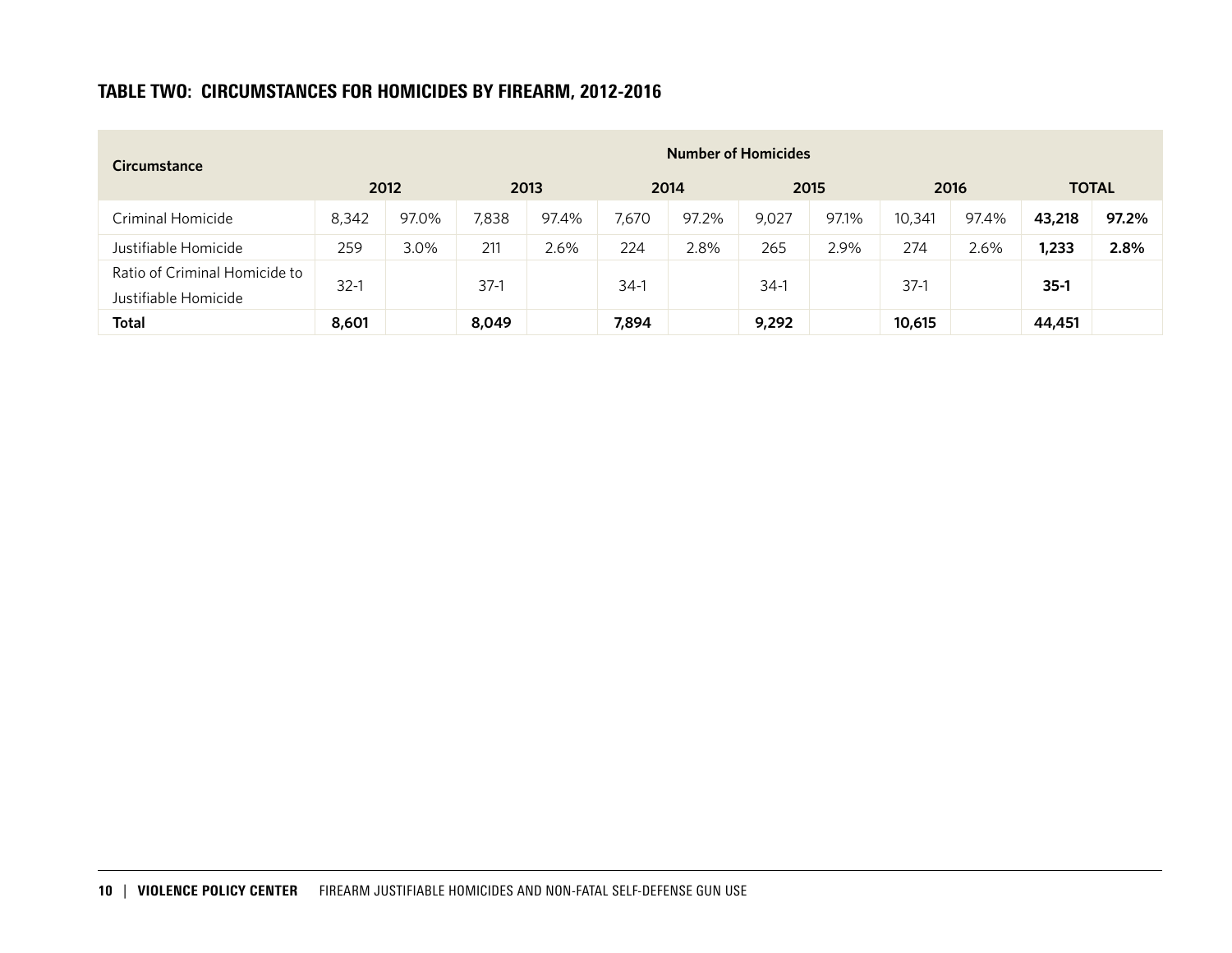### TABLE TWO: CIRCUMSTANCES FOR HOMICIDES BY FIREARM, 2012-2016

| Circumstance | Number of Homicides | | | | | | | | | | | |
|---|---|---|---|---|---|---|---|---|---|---|---|---|
| | 2012 | | 2013 | | 2014 | | 2015 | | 2016 | | TOTAL | |
| Criminal Homicide | 8,342 | 97.0% | 7,838 | 97.4% | 7,670 | 97.2% | 9,027 | 97.1% | 10,341 | 97.4% | **43,218** | **97.2%** |
| Justifiable Homicide | 259 | 3.0% | 211 | 2.6% | 224 | 2.8% | 265 | 2.9% | 274 | 2.6% | **1,233** | **2.8%** |
| Ratio of Criminal Homicide to Justifiable Homicide | 32-1 | | 37-1 | | 34-1 | | 34-1 | | 37-1 | | **35-1** | |
| **Total** | **8,601** | | **8,049** | | **7,894** | | **9,292** | | **10,615** | | **44,451** | |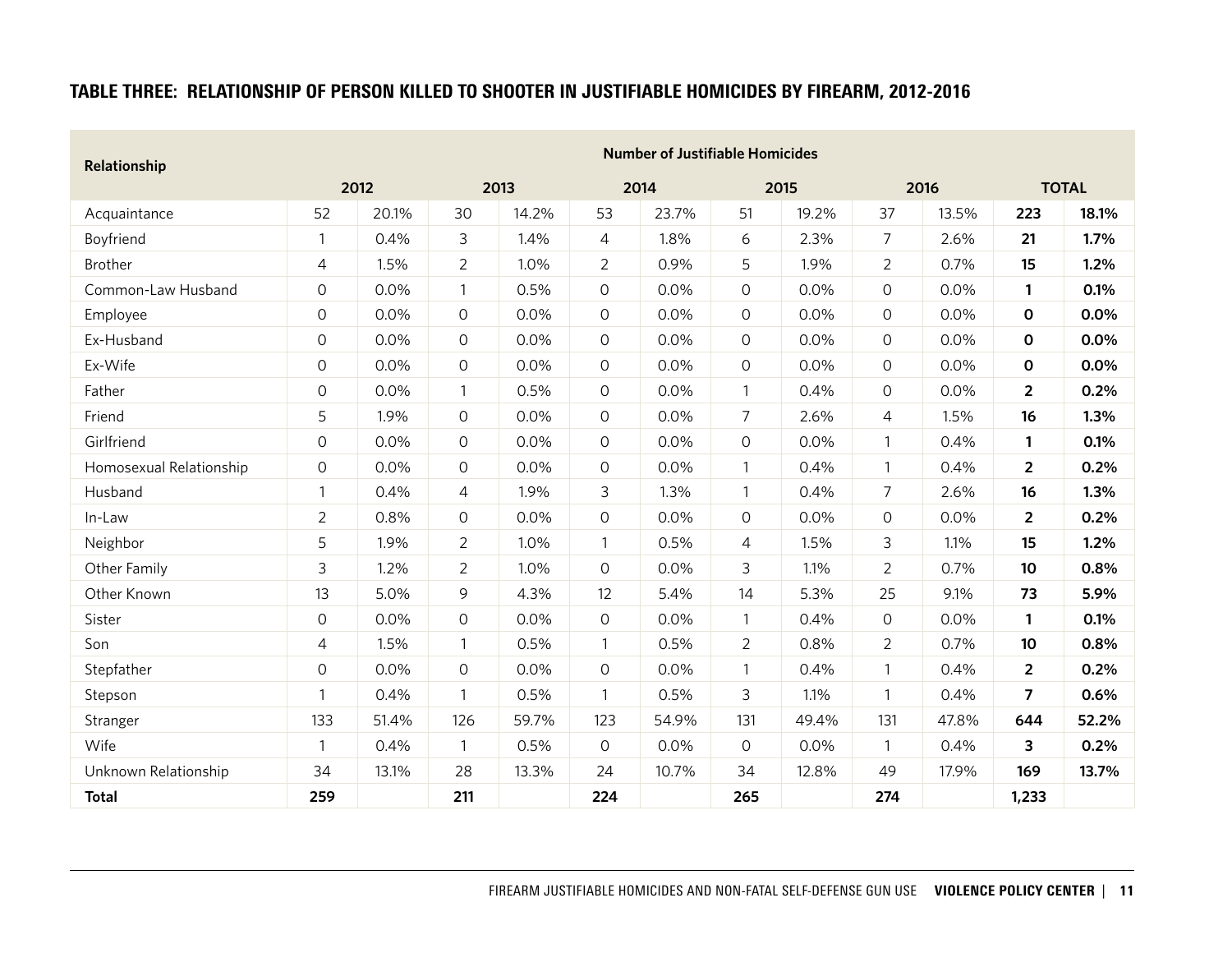### TABLE THREE: RELATIONSHIP OF PERSON KILLED TO SHOOTER IN JUSTIFIABLE HOMICIDES BY FIREARM, 2012-2016

| Relationship | Number of Justifiable Homicides | | | | | | | | | | | |
|---|---|---|---|---|---|---|---|---|---|---|---|---|
| | 2012 | | 2013 | | 2014 | | 2015 | | 2016 | | TOTAL | |
| Acquaintance | 52 | 20.1% | 30 | 14.2% | 53 | 23.7% | 51 | 19.2% | 37 | 13.5% | **223** | **18.1%** |
| Boyfriend | 1 | 0.4% | 3 | 1.4% | 4 | 1.8% | 6 | 2.3% | 7 | 2.6% | **21** | **1.7%** |
| Brother | 4 | 1.5% | 2 | 1.0% | 2 | 0.9% | 5 | 1.9% | 2 | 0.7% | **15** | **1.2%** |
| Common-Law Husband | 0 | 0.0% | 1 | 0.5% | 0 | 0.0% | 0 | 0.0% | 0 | 0.0% | **1** | **0.1%** |
| Employee | 0 | 0.0% | 0 | 0.0% | 0 | 0.0% | 0 | 0.0% | 0 | 0.0% | **0** | **0.0%** |
| Ex-Husband | 0 | 0.0% | 0 | 0.0% | 0 | 0.0% | 0 | 0.0% | 0 | 0.0% | **0** | **0.0%** |
| Ex-Wife | 0 | 0.0% | 0 | 0.0% | 0 | 0.0% | 0 | 0.0% | 0 | 0.0% | **0** | **0.0%** |
| Father | 0 | 0.0% | 1 | 0.5% | 0 | 0.0% | 1 | 0.4% | 0 | 0.0% | **2** | **0.2%** |
| Friend | 5 | 1.9% | 0 | 0.0% | 0 | 0.0% | 7 | 2.6% | 4 | 1.5% | **16** | **1.3%** |
| Girlfriend | 0 | 0.0% | 0 | 0.0% | 0 | 0.0% | 0 | 0.0% | 1 | 0.4% | **1** | **0.1%** |
| Homosexual Relationship | 0 | 0.0% | 0 | 0.0% | 0 | 0.0% | 1 | 0.4% | 1 | 0.4% | **2** | **0.2%** |
| Husband | 1 | 0.4% | 4 | 1.9% | 3 | 1.3% | 1 | 0.4% | 7 | 2.6% | **16** | **1.3%** |
| In-Law | 2 | 0.8% | 0 | 0.0% | 0 | 0.0% | 0 | 0.0% | 0 | 0.0% | **2** | **0.2%** |
| Neighbor | 5 | 1.9% | 2 | 1.0% | 1 | 0.5% | 4 | 1.5% | 3 | 1.1% | **15** | **1.2%** |
| Other Family | 3 | 1.2% | 2 | 1.0% | 0 | 0.0% | 3 | 1.1% | 2 | 0.7% | **10** | **0.8%** |
| Other Known | 13 | 5.0% | 9 | 4.3% | 12 | 5.4% | 14 | 5.3% | 25 | 9.1% | **73** | **5.9%** |
| Sister | 0 | 0.0% | 0 | 0.0% | 0 | 0.0% | 1 | 0.4% | 0 | 0.0% | **1** | **0.1%** |
| Son | 4 | 1.5% | 1 | 0.5% | 1 | 0.5% | 2 | 0.8% | 2 | 0.7% | **10** | **0.8%** |
| Stepfather | 0 | 0.0% | 0 | 0.0% | 0 | 0.0% | 1 | 0.4% | 1 | 0.4% | **2** | **0.2%** |
| Stepson | 1 | 0.4% | 1 | 0.5% | 1 | 0.5% | 3 | 1.1% | 1 | 0.4% | **7** | **0.6%** |
| Stranger | 133 | 51.4% | 126 | 59.7% | 123 | 54.9% | 131 | 49.4% | 131 | 47.8% | **644** | **52.2%** |
| Wife | 1 | 0.4% | 1 | 0.5% | 0 | 0.0% | 0 | 0.0% | 1 | 0.4% | **3** | **0.2%** |
| Unknown Relationship | 34 | 13.1% | 28 | 13.3% | 24 | 10.7% | 34 | 12.8% | 49 | 17.9% | **169** | **13.7%** |
| **Total** | **259** | | **211** | | **224** | | **265** | | **274** | | **1,233** | |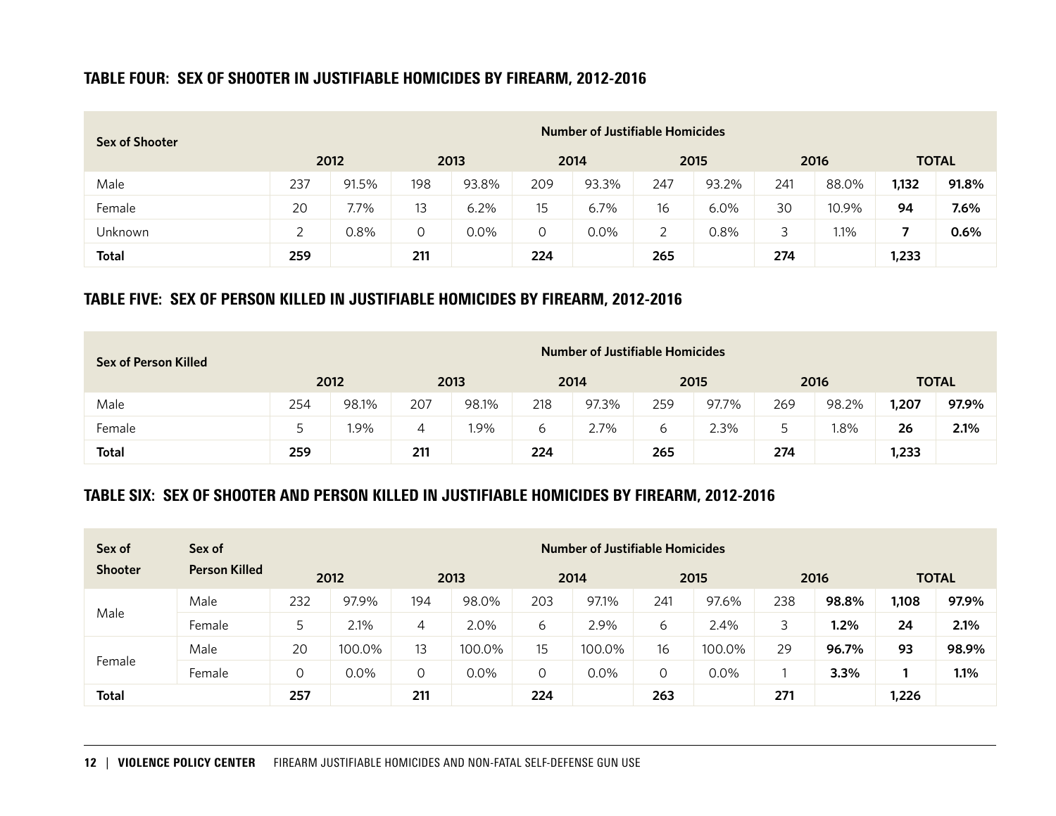### TABLE FOUR: SEX OF SHOOTER IN JUSTIFIABLE HOMICIDES BY FIREARM, 2012-2016

| Sex of Shooter | Number of Justifiable Homicides | | | | | | | | | | | |
|---|---|---|---|---|---|---|---|---|---|---|---|---|
| | 2012 | | 2013 | | 2014 | | 2015 | | 2016 | | TOTAL | |
| Male | 237 | 91.5% | 198 | 93.8% | 209 | 93.3% | 247 | 93.2% | 241 | 88.0% | **1,132** | **91.8%** |
| Female | 20 | 7.7% | 13 | 6.2% | 15 | 6.7% | 16 | 6.0% | 30 | 10.9% | **94** | **7.6%** |
| Unknown | 2 | 0.8% | 0 | 0.0% | 0 | 0.0% | 2 | 0.8% | 3 | 1.1% | **7** | **0.6%** |
| **Total** | **259** | | **211** | | **224** | | **265** | | **274** | | **1,233** | |

### TABLE FIVE: SEX OF PERSON KILLED IN JUSTIFIABLE HOMICIDES BY FIREARM, 2012-2016

| Sex of Person Killed | Number of Justifiable Homicides | | | | | | | | | | | |
|---|---|---|---|---|---|---|---|---|---|---|---|---|
| | 2012 | | 2013 | | 2014 | | 2015 | | 2016 | | TOTAL | |
| Male | 254 | 98.1% | 207 | 98.1% | 218 | 97.3% | 259 | 97.7% | 269 | 98.2% | **1,207** | **97.9%** |
| Female | 5 | 1.9% | 4 | 1.9% | 6 | 2.7% | 6 | 2.3% | 5 | 1.8% | **26** | **2.1%** |
| **Total** | **259** | | **211** | | **224** | | **265** | | **274** | | **1,233** | |

### TABLE SIX: SEX OF SHOOTER AND PERSON KILLED IN JUSTIFIABLE HOMICIDES BY FIREARM, 2012-2016

| Sex of Shooter | Sex of Person Killed | Number of Justifiable Homicides | | | | | | | | | | | |
|---|---|---|---|---|---|---|---|---|---|---|---|---|---|
| | | 2012 | | 2013 | | 2014 | | 2015 | | 2016 | | TOTAL | |
| Male | Male | 232 | 97.9% | 194 | 98.0% | 203 | 97.1% | 241 | 97.6% | 238 | **98.8%** | **1,108** | **97.9%** |
| | Female | 5 | 2.1% | 4 | 2.0% | 6 | 2.9% | 6 | 2.4% | 3 | **1.2%** | **24** | **2.1%** |
| Female | Male | 20 | 100.0% | 13 | 100.0% | 15 | 100.0% | 16 | 100.0% | 29 | **96.7%** | **93** | **98.9%** |
| | Female | 0 | 0.0% | 0 | 0.0% | 0 | 0.0% | 0 | 0.0% | 1 | **3.3%** | **1** | **1.1%** |
| **Total** | | **257** | | **211** | | **224** | | **263** | | **271** | | **1,226** | |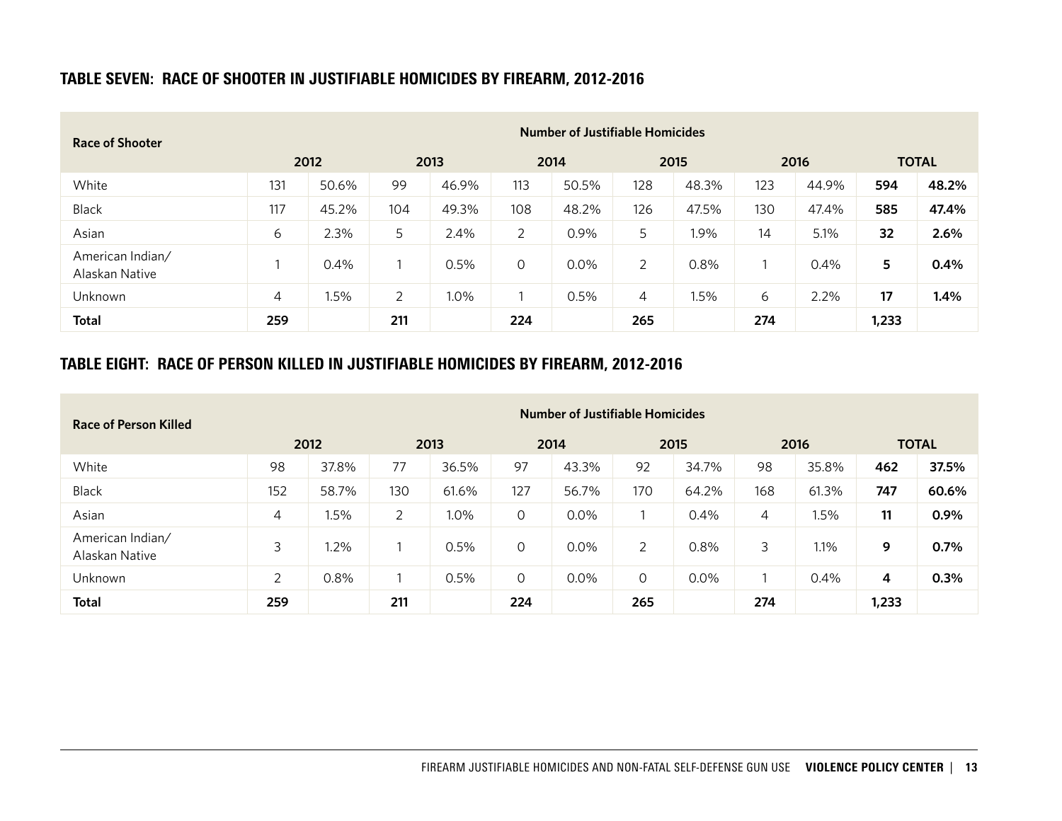## TABLE SEVEN: RACE OF SHOOTER IN JUSTIFIABLE HOMICIDES BY FIREARM, 2012-2016

| Race of Shooter | Number of Justifiable Homicides | | | | | | | | | | | |
|---|---|---|---|---|---|---|---|---|---|---|---|---|
| | 2012 | | 2013 | | 2014 | | 2015 | | 2016 | | TOTAL | |
| White | 131 | 50.6% | 99 | 46.9% | 113 | 50.5% | 128 | 48.3% | 123 | 44.9% | **594** | **48.2%** |
| Black | 117 | 45.2% | 104 | 49.3% | 108 | 48.2% | 126 | 47.5% | 130 | 47.4% | **585** | **47.4%** |
| Asian | 6 | 2.3% | 5 | 2.4% | 2 | 0.9% | 5 | 1.9% | 14 | 5.1% | **32** | **2.6%** |
| American Indian/ Alaskan Native | 1 | 0.4% | 1 | 0.5% | 0 | 0.0% | 2 | 0.8% | 1 | 0.4% | **5** | **0.4%** |
| Unknown | 4 | 1.5% | 2 | 1.0% | 1 | 0.5% | 4 | 1.5% | 6 | 2.2% | **17** | **1.4%** |
| **Total** | **259** | | **211** | | **224** | | **265** | | **274** | | **1,233** | |

## TABLE EIGHT: RACE OF PERSON KILLED IN JUSTIFIABLE HOMICIDES BY FIREARM, 2012-2016

| Race of Person Killed | Number of Justifiable Homicides | | | | | | | | | | | |
|---|---|---|---|---|---|---|---|---|---|---|---|---|
| | 2012 | | 2013 | | 2014 | | 2015 | | 2016 | | TOTAL | |
| White | 98 | 37.8% | 77 | 36.5% | 97 | 43.3% | 92 | 34.7% | 98 | 35.8% | **462** | **37.5%** |
| Black | 152 | 58.7% | 130 | 61.6% | 127 | 56.7% | 170 | 64.2% | 168 | 61.3% | **747** | **60.6%** |
| Asian | 4 | 1.5% | 2 | 1.0% | 0 | 0.0% | 1 | 0.4% | 4 | 1.5% | **11** | **0.9%** |
| American Indian/ Alaskan Native | 3 | 1.2% | 1 | 0.5% | 0 | 0.0% | 2 | 0.8% | 3 | 1.1% | **9** | **0.7%** |
| Unknown | 2 | 0.8% | 1 | 0.5% | 0 | 0.0% | 0 | 0.0% | 1 | 0.4% | **4** | **0.3%** |
| **Total** | **259** | | **211** | | **224** | | **265** | | **274** | | **1,233** | |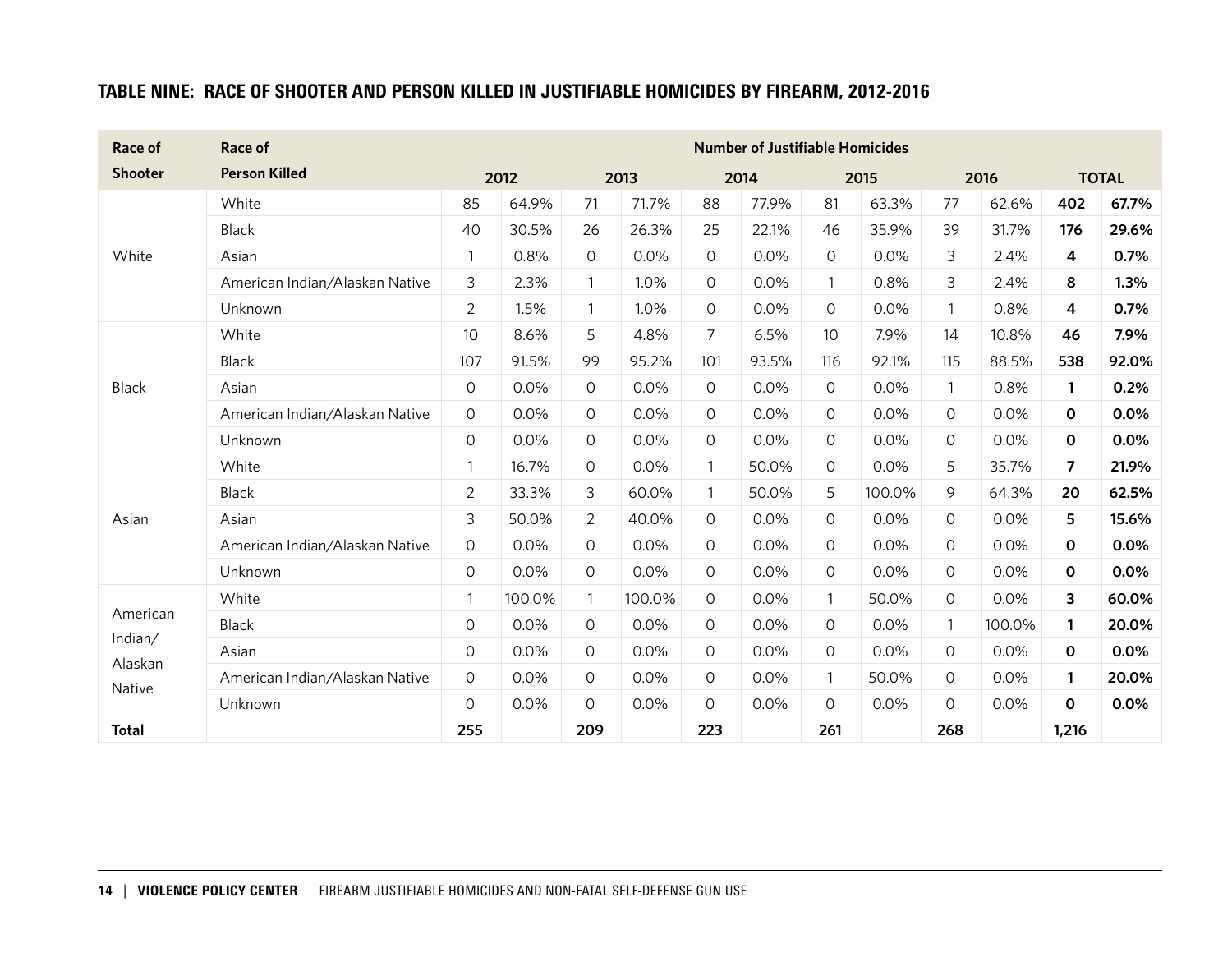## TABLE NINE: RACE OF SHOOTER AND PERSON KILLED IN JUSTIFIABLE HOMICIDES BY FIREARM, 2012-2016

| Race of Shooter | Race of Person Killed | Number of Justifiable Homicides | | | | | | | | | | | |
|---|---|---|---|---|---|---|---|---|---|---|---|---|---|
| | | 2012 | | 2013 | | 2014 | | 2015 | | 2016 | | TOTAL | |
| White | White | 85 | 64.9% | 71 | 71.7% | 88 | 77.9% | 81 | 63.3% | 77 | 62.6% | **402** | **67.7%** |
| | Black | 40 | 30.5% | 26 | 26.3% | 25 | 22.1% | 46 | 35.9% | 39 | 31.7% | **176** | **29.6%** |
| | Asian | 1 | 0.8% | 0 | 0.0% | 0 | 0.0% | 0 | 0.0% | 3 | 2.4% | **4** | **0.7%** |
| | American Indian/Alaskan Native | 3 | 2.3% | 1 | 1.0% | 0 | 0.0% | 1 | 0.8% | 3 | 2.4% | **8** | **1.3%** |
| | Unknown | 2 | 1.5% | 1 | 1.0% | 0 | 0.0% | 0 | 0.0% | 1 | 0.8% | **4** | **0.7%** |
| Black | White | 10 | 8.6% | 5 | 4.8% | 7 | 6.5% | 10 | 7.9% | 14 | 10.8% | **46** | **7.9%** |
| | Black | 107 | 91.5% | 99 | 95.2% | 101 | 93.5% | 116 | 92.1% | 115 | 88.5% | **538** | **92.0%** |
| | Asian | 0 | 0.0% | 0 | 0.0% | 0 | 0.0% | 0 | 0.0% | 1 | 0.8% | **1** | **0.2%** |
| | American Indian/Alaskan Native | 0 | 0.0% | 0 | 0.0% | 0 | 0.0% | 0 | 0.0% | 0 | 0.0% | **0** | **0.0%** |
| | Unknown | 0 | 0.0% | 0 | 0.0% | 0 | 0.0% | 0 | 0.0% | 0 | 0.0% | **0** | **0.0%** |
| Asian | White | 1 | 16.7% | 0 | 0.0% | 1 | 50.0% | 0 | 0.0% | 5 | 35.7% | **7** | **21.9%** |
| | Black | 2 | 33.3% | 3 | 60.0% | 1 | 50.0% | 5 | 100.0% | 9 | 64.3% | **20** | **62.5%** |
| | Asian | 3 | 50.0% | 2 | 40.0% | 0 | 0.0% | 0 | 0.0% | 0 | 0.0% | **5** | **15.6%** |
| | American Indian/Alaskan Native | 0 | 0.0% | 0 | 0.0% | 0 | 0.0% | 0 | 0.0% | 0 | 0.0% | **0** | **0.0%** |
| | Unknown | 0 | 0.0% | 0 | 0.0% | 0 | 0.0% | 0 | 0.0% | 0 | 0.0% | **0** | **0.0%** |
| American Indian/Alaskan Native | White | 1 | 100.0% | 1 | 100.0% | 0 | 0.0% | 1 | 50.0% | 0 | 0.0% | **3** | **60.0%** |
| | Black | 0 | 0.0% | 0 | 0.0% | 0 | 0.0% | 0 | 0.0% | 1 | 100.0% | **1** | **20.0%** |
| | Asian | 0 | 0.0% | 0 | 0.0% | 0 | 0.0% | 0 | 0.0% | 0 | 0.0% | **0** | **0.0%** |
| | American Indian/Alaskan Native | 0 | 0.0% | 0 | 0.0% | 0 | 0.0% | 1 | 50.0% | 0 | 0.0% | **1** | **20.0%** |
| | Unknown | 0 | 0.0% | 0 | 0.0% | 0 | 0.0% | 0 | 0.0% | 0 | 0.0% | **0** | **0.0%** |
| **Total** | | **255** | | **209** | | **223** | | **261** | | **268** | | **1,216** | |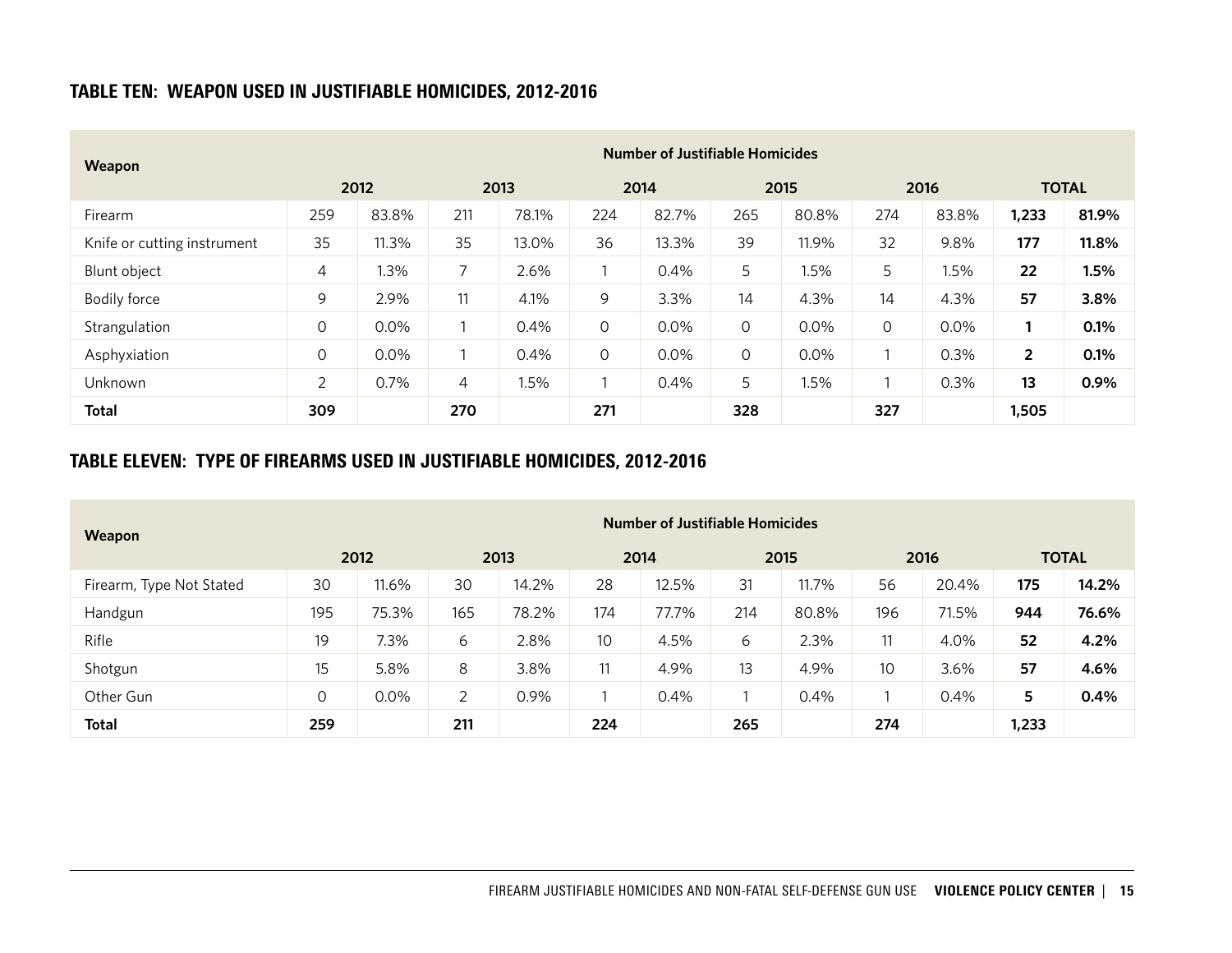## TABLE TEN: WEAPON USED IN JUSTIFIABLE HOMICIDES, 2012-2016

| Weapon | Number of Justifiable Homicides | | | | | | | | | | | |
|---|---|---|---|---|---|---|---|---|---|---|---|---|
| | 2012 | | 2013 | | 2014 | | 2015 | | 2016 | | TOTAL | |
| Firearm | 259 | 83.8% | 211 | 78.1% | 224 | 82.7% | 265 | 80.8% | 274 | 83.8% | **1,233** | **81.9%** |
| Knife or cutting instrument | 35 | 11.3% | 35 | 13.0% | 36 | 13.3% | 39 | 11.9% | 32 | 9.8% | **177** | **11.8%** |
| Blunt object | 4 | 1.3% | 7 | 2.6% | 1 | 0.4% | 5 | 1.5% | 5 | 1.5% | **22** | **1.5%** |
| Bodily force | 9 | 2.9% | 11 | 4.1% | 9 | 3.3% | 14 | 4.3% | 14 | 4.3% | **57** | **3.8%** |
| Strangulation | 0 | 0.0% | 1 | 0.4% | 0 | 0.0% | 0 | 0.0% | 0 | 0.0% | **1** | **0.1%** |
| Asphyxiation | 0 | 0.0% | 1 | 0.4% | 0 | 0.0% | 0 | 0.0% | 1 | 0.3% | **2** | **0.1%** |
| Unknown | 2 | 0.7% | 4 | 1.5% | 1 | 0.4% | 5 | 1.5% | 1 | 0.3% | **13** | **0.9%** |
| **Total** | **309** | | **270** | | **271** | | **328** | | **327** | | **1,505** | |

## TABLE ELEVEN: TYPE OF FIREARMS USED IN JUSTIFIABLE HOMICIDES, 2012-2016

| Weapon | Number of Justifiable Homicides | | | | | | | | | | | |
|---|---|---|---|---|---|---|---|---|---|---|---|---|
| | 2012 | | 2013 | | 2014 | | 2015 | | 2016 | | TOTAL | |
| Firearm, Type Not Stated | 30 | 11.6% | 30 | 14.2% | 28 | 12.5% | 31 | 11.7% | 56 | 20.4% | **175** | **14.2%** |
| Handgun | 195 | 75.3% | 165 | 78.2% | 174 | 77.7% | 214 | 80.8% | 196 | 71.5% | **944** | **76.6%** |
| Rifle | 19 | 7.3% | 6 | 2.8% | 10 | 4.5% | 6 | 2.3% | 11 | 4.0% | **52** | **4.2%** |
| Shotgun | 15 | 5.8% | 8 | 3.8% | 11 | 4.9% | 13 | 4.9% | 10 | 3.6% | **57** | **4.6%** |
| Other Gun | 0 | 0.0% | 2 | 0.9% | 1 | 0.4% | 1 | 0.4% | 1 | 0.4% | **5** | **0.4%** |
| **Total** | **259** | | **211** | | **224** | | **265** | | **274** | | **1,233** | |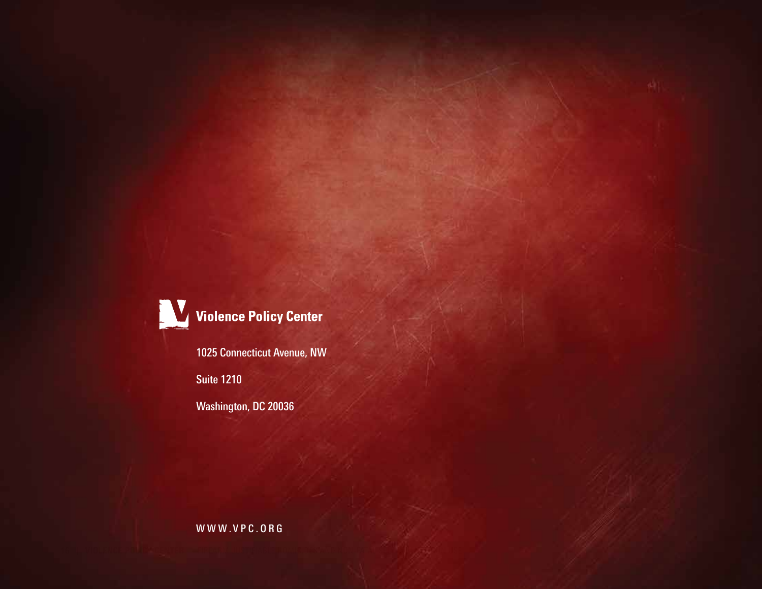**Violence Policy Center**

1025 Connecticut Avenue, NW

Suite 1210

Washington, DC 20036

WWW.VPC.ORG